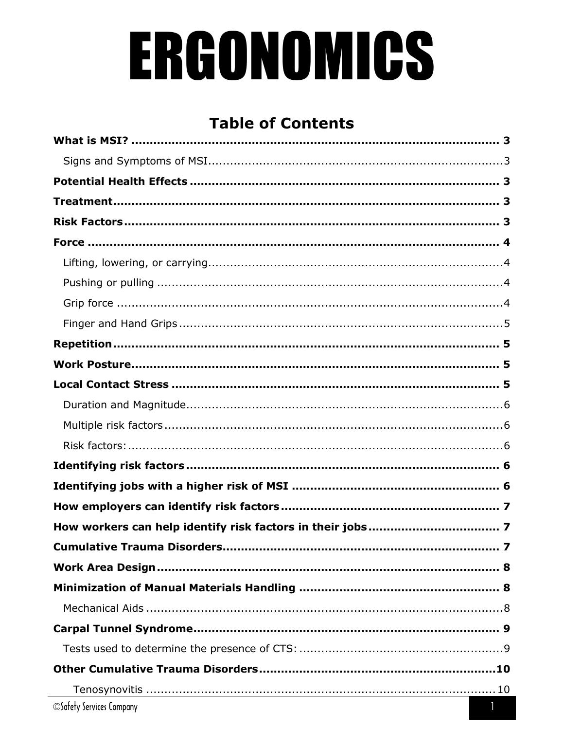# ERGONOMICS

## Table of Contents

**What is MSI?** ........................................................................................ **3**

Signs and Symptoms of MSI.................................................................................3

**Potential Health Effects** ........................................................................ **3**

**Treatment**............................................................................................... **3**

**Risk Factors**........................................................................................... **3**

**Force** ...................................................................................................... **4**

Lifting, lowering, or carrying................................................................................4

Pushing or pulling ...............................................................................................4

Grip force ...........................................................................................................4

Finger and Hand Grips.........................................................................................5

**Repetition**.............................................................................................. **5**

**Work Posture**.......................................................................................... **5**

**Local Contact Stress** ............................................................................... **5**

Duration and Magnitude.......................................................................................6

Multiple risk factors.............................................................................................6

Risk factors:........................................................................................................6

**Identifying risk factors**........................................................................... **6**

**Identifying jobs with a higher risk of MSI** ............................................. **6**

**How employers can identify risk factors**................................................ **7**

**How workers can help identify risk factors in their jobs**........................ **7**

**Cumulative Trauma Disorders**................................................................ **7**

**Work Area Design**................................................................................... **8**

**Minimization of Manual Materials Handling** .......................................... **8**

Mechanical Aids ..................................................................................................8

**Carpal Tunnel Syndrome**........................................................................ **9**

Tests used to determine the presence of CTS: .......................................................9

**Other Cumulative Trauma Disorders**..................................................... **10**

Tenosynovitis ...................................................................................................10

©Safety Services Company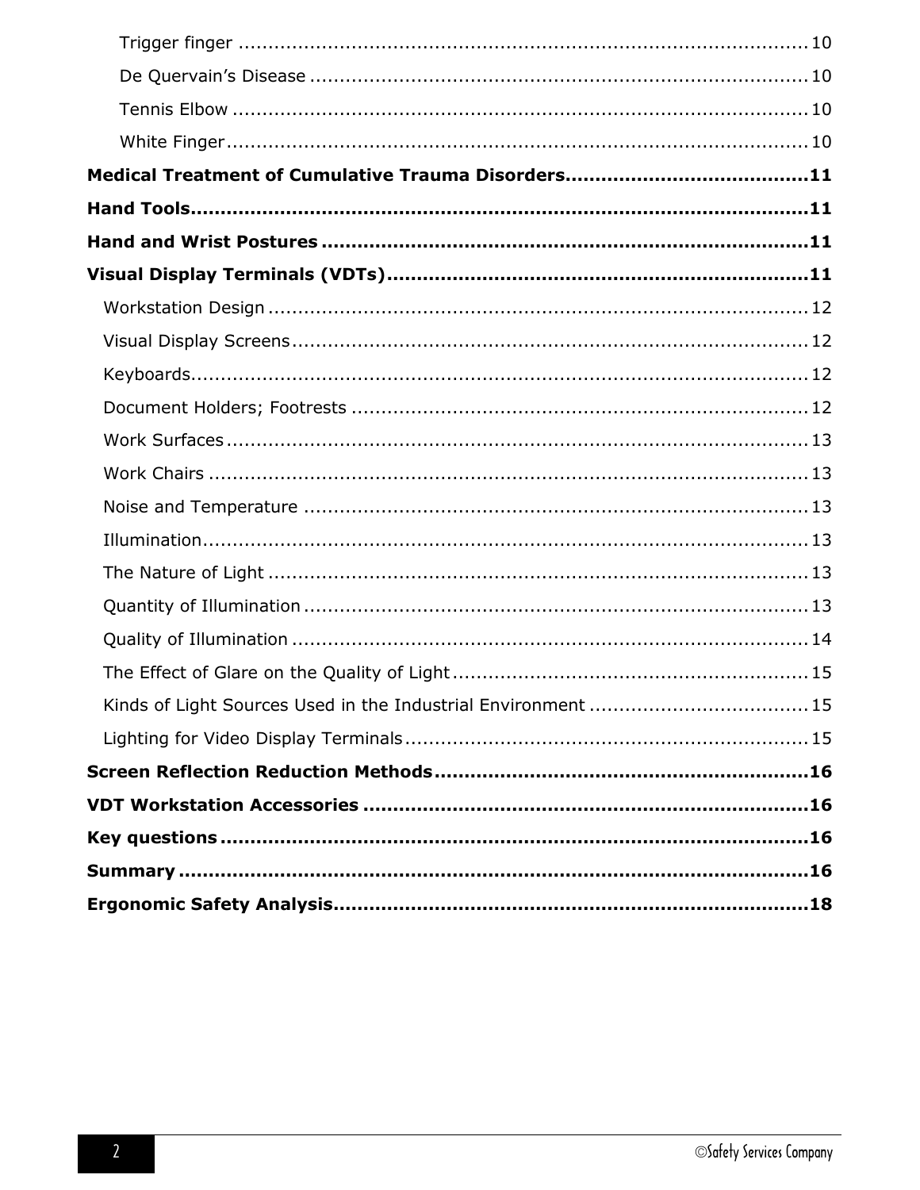Trigger finger ........................................................................................ 10

De Quervain's Disease ........................................................................... 10

Tennis Elbow ......................................................................................... 10

White Finger........................................................................................... 10

**Medical Treatment of Cumulative Trauma Disorders........................................11**

**Hand Tools...........................................................................................11**

**Hand and Wrist Postures .......................................................................11**

**Visual Display Terminals (VDTs).............................................................11**

Workstation Design ................................................................................. 12

Visual Display Screens............................................................................. 12

Keyboards............................................................................................... 12

Document Holders; Footrests ................................................................... 12

Work Surfaces ......................................................................................... 13

Work Chairs ............................................................................................ 13

Noise and Temperature ........................................................................... 13

Illumination............................................................................................. 13

The Nature of Light ................................................................................. 13

Quantity of Illumination ........................................................................... 13

Quality of Illumination ............................................................................. 14

The Effect of Glare on the Quality of Light ................................................. 15

Kinds of Light Sources Used in the Industrial Environment .......................... 15

Lighting for Video Display Terminals ......................................................... 15

**Screen Reflection Reduction Methods.....................................................16**

**VDT Workstation Accessories ................................................................16**

**Key questions .......................................................................................16**

**Summary ..............................................................................................16**

**Ergonomic Safety Analysis.....................................................................18**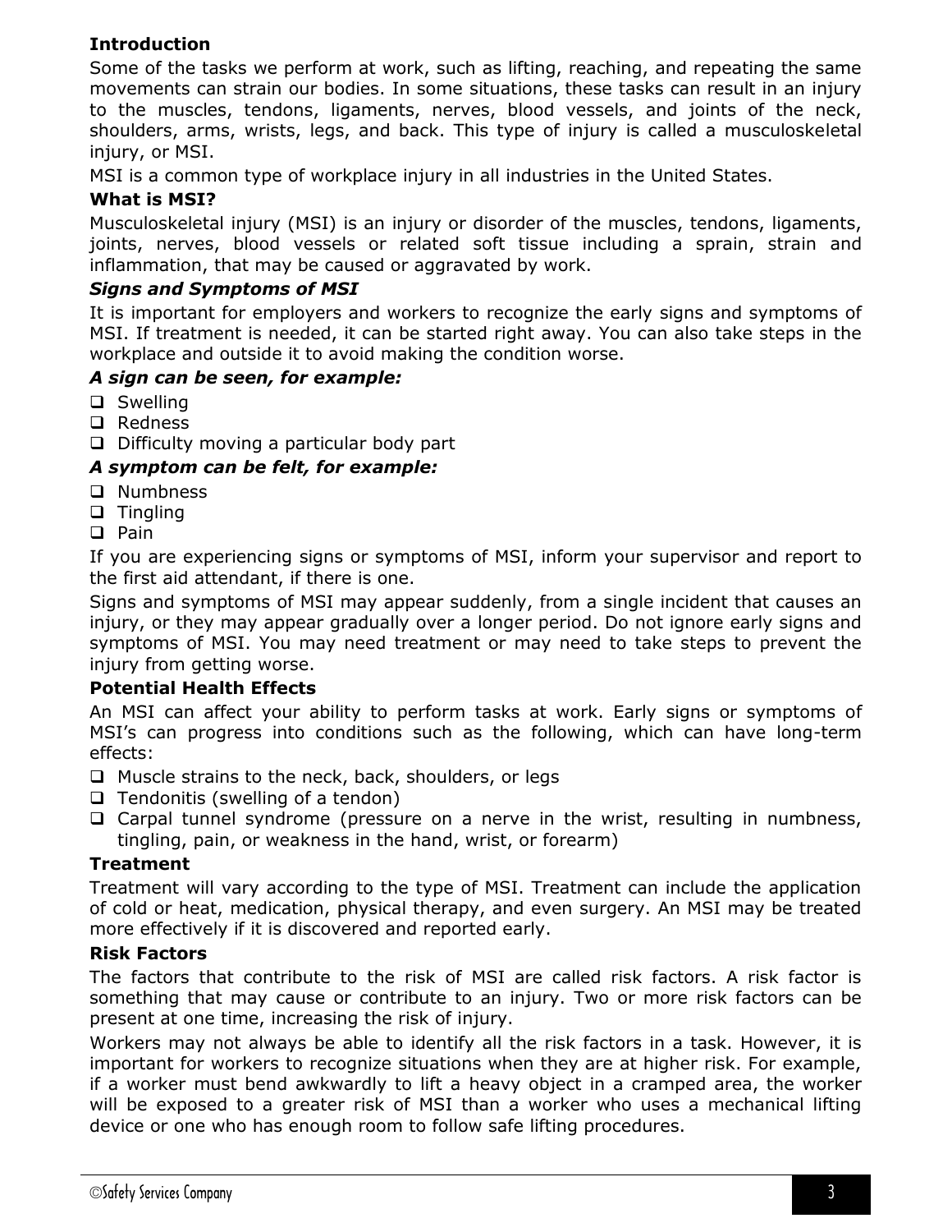## Introduction

Some of the tasks we perform at work, such as lifting, reaching, and repeating the same movements can strain our bodies. In some situations, these tasks can result in an injury to the muscles, tendons, ligaments, nerves, blood vessels, and joints of the neck, shoulders, arms, wrists, legs, and back. This type of injury is called a musculoskeletal injury, or MSI.

MSI is a common type of workplace injury in all industries in the United States.

## What is MSI?

Musculoskeletal injury (MSI) is an injury or disorder of the muscles, tendons, ligaments, joints, nerves, blood vessels or related soft tissue including a sprain, strain and inflammation, that may be caused or aggravated by work.

### *Signs and Symptoms of MSI*

It is important for employers and workers to recognize the early signs and symptoms of MSI. If treatment is needed, it can be started right away. You can also take steps in the workplace and outside it to avoid making the condition worse.

***A sign can be seen, for example:***

- Swelling
- Redness
- Difficulty moving a particular body part

***A symptom can be felt, for example:***

- Numbness
- Tingling
- Pain

If you are experiencing signs or symptoms of MSI, inform your supervisor and report to the first aid attendant, if there is one.

Signs and symptoms of MSI may appear suddenly, from a single incident that causes an injury, or they may appear gradually over a longer period. Do not ignore early signs and symptoms of MSI. You may need treatment or may need to take steps to prevent the injury from getting worse.

## Potential Health Effects

An MSI can affect your ability to perform tasks at work. Early signs or symptoms of MSI's can progress into conditions such as the following, which can have long-term effects:

- Muscle strains to the neck, back, shoulders, or legs
- Tendonitis (swelling of a tendon)
- Carpal tunnel syndrome (pressure on a nerve in the wrist, resulting in numbness, tingling, pain, or weakness in the hand, wrist, or forearm)

## Treatment

Treatment will vary according to the type of MSI. Treatment can include the application of cold or heat, medication, physical therapy, and even surgery. An MSI may be treated more effectively if it is discovered and reported early.

## Risk Factors

The factors that contribute to the risk of MSI are called risk factors. A risk factor is something that may cause or contribute to an injury. Two or more risk factors can be present at one time, increasing the risk of injury.

Workers may not always be able to identify all the risk factors in a task. However, it is important for workers to recognize situations when they are at higher risk. For example, if a worker must bend awkwardly to lift a heavy object in a cramped area, the worker will be exposed to a greater risk of MSI than a worker who uses a mechanical lifting device or one who has enough room to follow safe lifting procedures.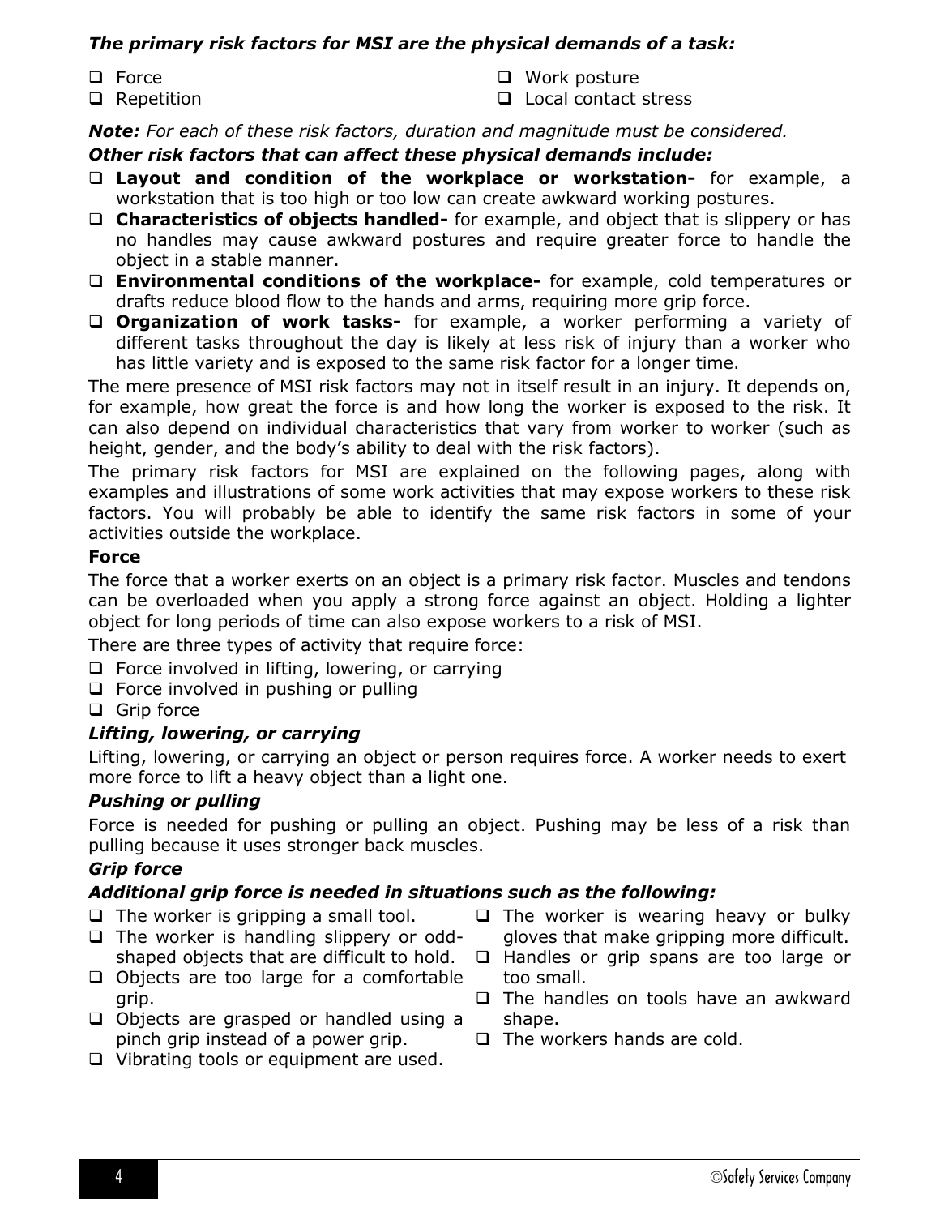***The primary risk factors for MSI are the physical demands of a task:***

- Force
- Repetition
- Work posture
- Local contact stress

***Note:*** *For each of these risk factors, duration and magnitude must be considered.*

***Other risk factors that can affect these physical demands include:***

- **Layout and condition of the workplace or workstation-** for example, a workstation that is too high or too low can create awkward working postures.
- **Characteristics of objects handled-** for example, and object that is slippery or has no handles may cause awkward postures and require greater force to handle the object in a stable manner.
- **Environmental conditions of the workplace-** for example, cold temperatures or drafts reduce blood flow to the hands and arms, requiring more grip force.
- **Organization of work tasks-** for example, a worker performing a variety of different tasks throughout the day is likely at less risk of injury than a worker who has little variety and is exposed to the same risk factor for a longer time.

The mere presence of MSI risk factors may not in itself result in an injury. It depends on, for example, how great the force is and how long the worker is exposed to the risk. It can also depend on individual characteristics that vary from worker to worker (such as height, gender, and the body's ability to deal with the risk factors).

The primary risk factors for MSI are explained on the following pages, along with examples and illustrations of some work activities that may expose workers to these risk factors. You will probably be able to identify the same risk factors in some of your activities outside the workplace.

**Force**

The force that a worker exerts on an object is a primary risk factor. Muscles and tendons can be overloaded when you apply a strong force against an object. Holding a lighter object for long periods of time can also expose workers to a risk of MSI.

There are three types of activity that require force:

- Force involved in lifting, lowering, or carrying
- Force involved in pushing or pulling
- Grip force

***Lifting, lowering, or carrying***

Lifting, lowering, or carrying an object or person requires force. A worker needs to exert more force to lift a heavy object than a light one.

***Pushing or pulling***

Force is needed for pushing or pulling an object. Pushing may be less of a risk than pulling because it uses stronger back muscles.

***Grip force***

***Additional grip force is needed in situations such as the following:***

- The worker is gripping a small tool.
- The worker is handling slippery or odd-shaped objects that are difficult to hold.
- Objects are too large for a comfortable grip.
- Objects are grasped or handled using a pinch grip instead of a power grip.
- Vibrating tools or equipment are used.
- The worker is wearing heavy or bulky gloves that make gripping more difficult.
- Handles or grip spans are too large or too small.
- The handles on tools have an awkward shape.
- The workers hands are cold.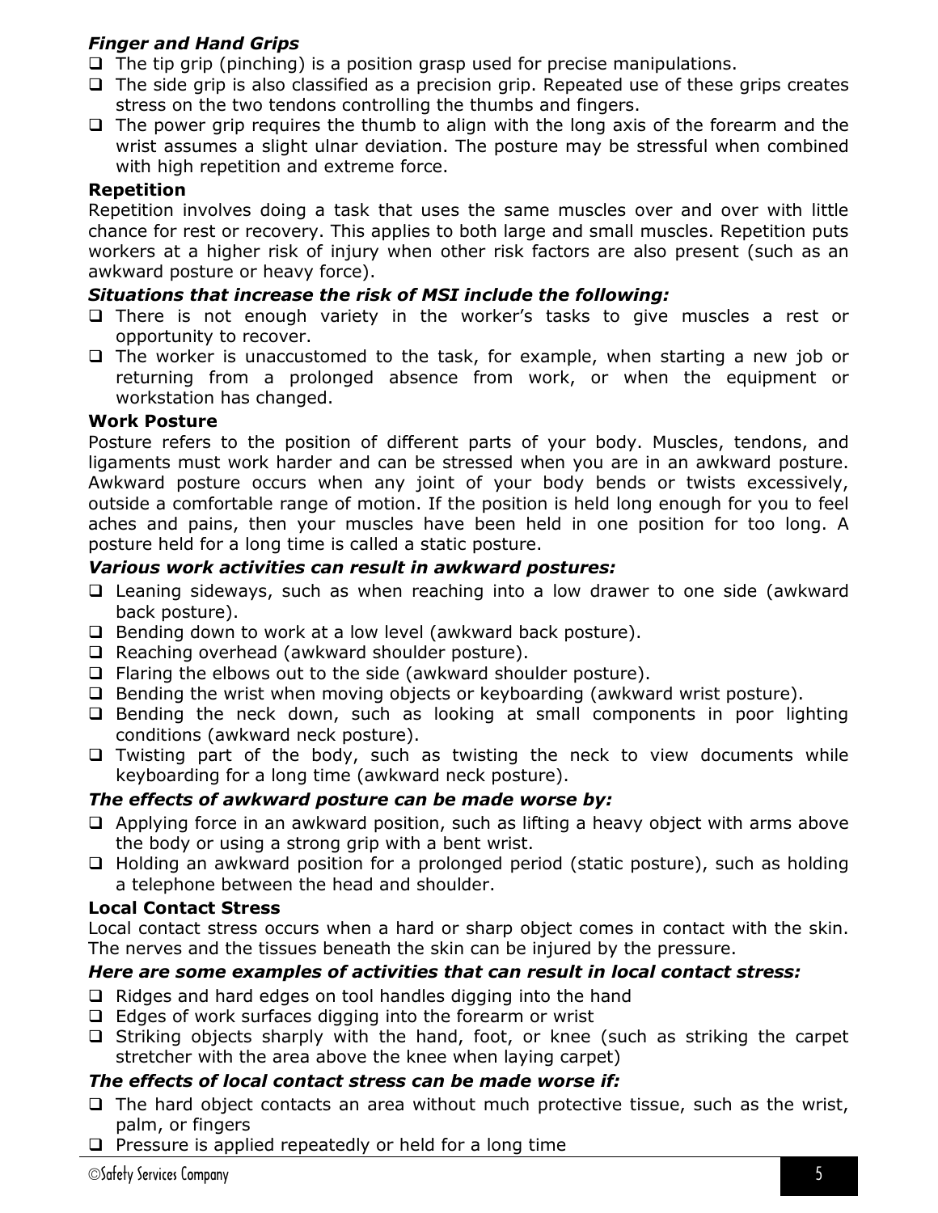***Finger and Hand Grips***

- The tip grip (pinching) is a position grasp used for precise manipulations.
- The side grip is also classified as a precision grip. Repeated use of these grips creates stress on the two tendons controlling the thumbs and fingers.
- The power grip requires the thumb to align with the long axis of the forearm and the wrist assumes a slight ulnar deviation. The posture may be stressful when combined with high repetition and extreme force.

**Repetition**

Repetition involves doing a task that uses the same muscles over and over with little chance for rest or recovery. This applies to both large and small muscles. Repetition puts workers at a higher risk of injury when other risk factors are also present (such as an awkward posture or heavy force).

***Situations that increase the risk of MSI include the following:***

- There is not enough variety in the worker's tasks to give muscles a rest or opportunity to recover.
- The worker is unaccustomed to the task, for example, when starting a new job or returning from a prolonged absence from work, or when the equipment or workstation has changed.

**Work Posture**

Posture refers to the position of different parts of your body. Muscles, tendons, and ligaments must work harder and can be stressed when you are in an awkward posture. Awkward posture occurs when any joint of your body bends or twists excessively, outside a comfortable range of motion. If the position is held long enough for you to feel aches and pains, then your muscles have been held in one position for too long. A posture held for a long time is called a static posture.

***Various work activities can result in awkward postures:***

- Leaning sideways, such as when reaching into a low drawer to one side (awkward back posture).
- Bending down to work at a low level (awkward back posture).
- Reaching overhead (awkward shoulder posture).
- Flaring the elbows out to the side (awkward shoulder posture).
- Bending the wrist when moving objects or keyboarding (awkward wrist posture).
- Bending the neck down, such as looking at small components in poor lighting conditions (awkward neck posture).
- Twisting part of the body, such as twisting the neck to view documents while keyboarding for a long time (awkward neck posture).

***The effects of awkward posture can be made worse by:***

- Applying force in an awkward position, such as lifting a heavy object with arms above the body or using a strong grip with a bent wrist.
- Holding an awkward position for a prolonged period (static posture), such as holding a telephone between the head and shoulder.

**Local Contact Stress**

Local contact stress occurs when a hard or sharp object comes in contact with the skin. The nerves and the tissues beneath the skin can be injured by the pressure.

***Here are some examples of activities that can result in local contact stress:***

- Ridges and hard edges on tool handles digging into the hand
- Edges of work surfaces digging into the forearm or wrist
- Striking objects sharply with the hand, foot, or knee (such as striking the carpet stretcher with the area above the knee when laying carpet)

***The effects of local contact stress can be made worse if:***

- The hard object contacts an area without much protective tissue, such as the wrist, palm, or fingers
- Pressure is applied repeatedly or held for a long time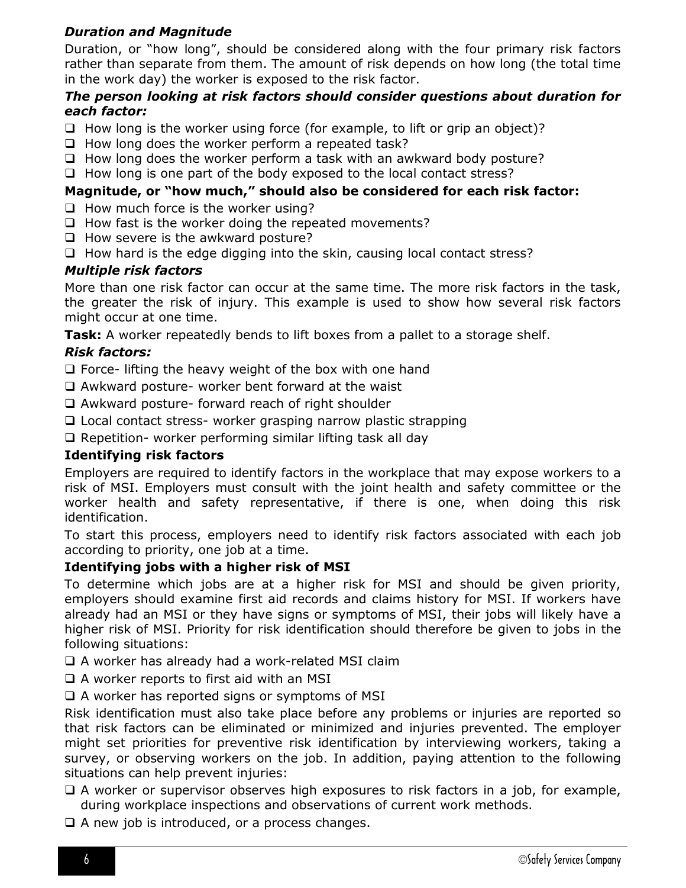### *Duration and Magnitude*

Duration, or "how long", should be considered along with the four primary risk factors rather than separate from them. The amount of risk depends on how long (the total time in the work day) the worker is exposed to the risk factor.

***The person looking at risk factors should consider questions about duration for each factor:***

- ❑ How long is the worker using force (for example, to lift or grip an object)?
- ❑ How long does the worker perform a repeated task?
- ❑ How long does the worker perform a task with an awkward body posture?
- ❑ How long is one part of the body exposed to the local contact stress?

**Magnitude, or "how much," should also be considered for each risk factor:**

- ❑ How much force is the worker using?
- ❑ How fast is the worker doing the repeated movements?
- ❑ How severe is the awkward posture?
- ❑ How hard is the edge digging into the skin, causing local contact stress?

### *Multiple risk factors*

More than one risk factor can occur at the same time. The more risk factors in the task, the greater the risk of injury. This example is used to show how several risk factors might occur at one time.

**Task:** A worker repeatedly bends to lift boxes from a pallet to a storage shelf.

***Risk factors:***

- ❑ Force- lifting the heavy weight of the box with one hand
- ❑ Awkward posture- worker bent forward at the waist
- ❑ Awkward posture- forward reach of right shoulder
- ❑ Local contact stress- worker grasping narrow plastic strapping
- ❑ Repetition- worker performing similar lifting task all day

### **Identifying risk factors**

Employers are required to identify factors in the workplace that may expose workers to a risk of MSI. Employers must consult with the joint health and safety committee or the worker health and safety representative, if there is one, when doing this risk identification.

To start this process, employers need to identify risk factors associated with each job according to priority, one job at a time.

### **Identifying jobs with a higher risk of MSI**

To determine which jobs are at a higher risk for MSI and should be given priority, employers should examine first aid records and claims history for MSI. If workers have already had an MSI or they have signs or symptoms of MSI, their jobs will likely have a higher risk of MSI. Priority for risk identification should therefore be given to jobs in the following situations:

- ❑ A worker has already had a work-related MSI claim
- ❑ A worker reports to first aid with an MSI
- ❑ A worker has reported signs or symptoms of MSI

Risk identification must also take place before any problems or injuries are reported so that risk factors can be eliminated or minimized and injuries prevented. The employer might set priorities for preventive risk identification by interviewing workers, taking a survey, or observing workers on the job. In addition, paying attention to the following situations can help prevent injuries:

- ❑ A worker or supervisor observes high exposures to risk factors in a job, for example, during workplace inspections and observations of current work methods.
- ❑ A new job is introduced, or a process changes.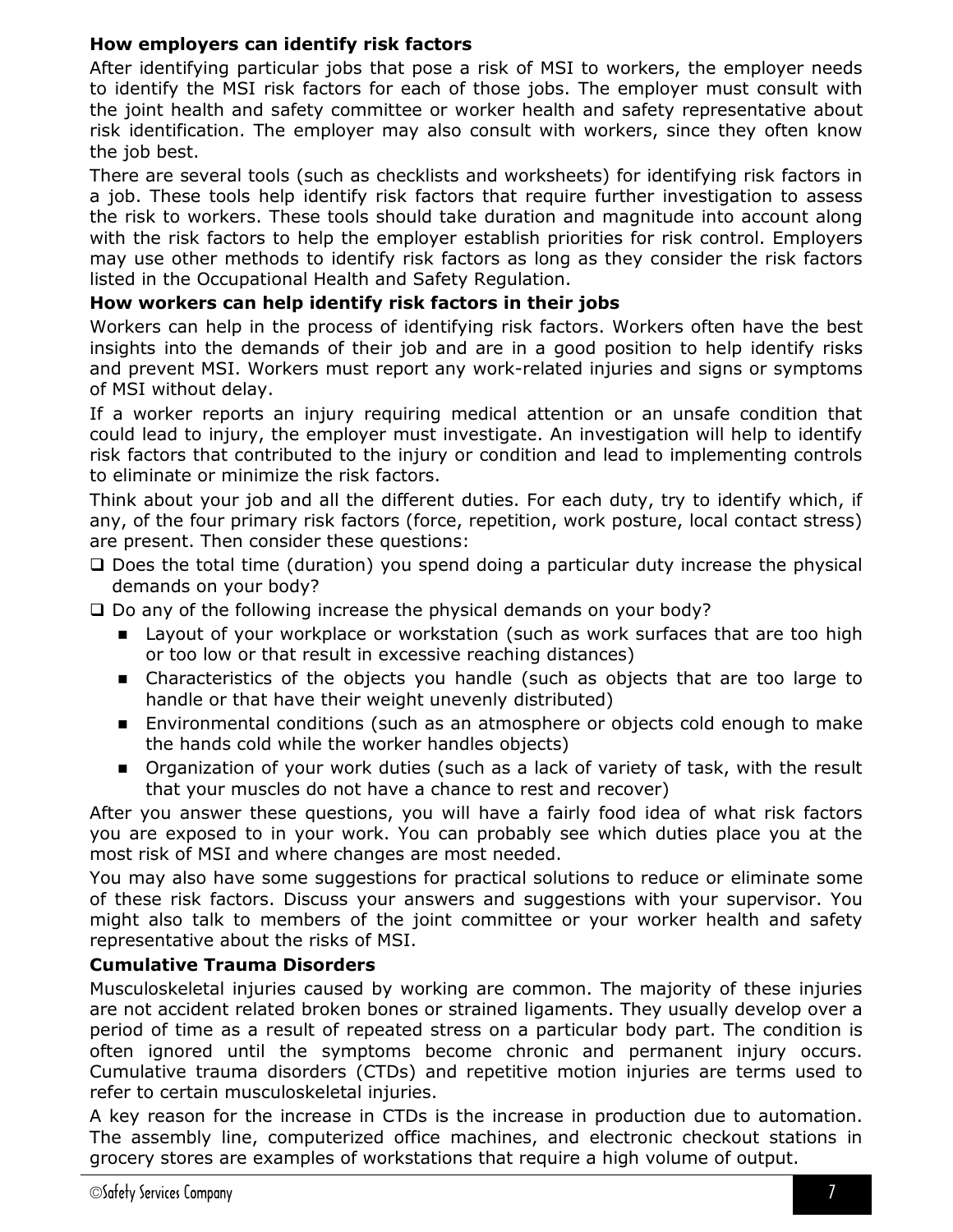**How employers can identify risk factors**

After identifying particular jobs that pose a risk of MSI to workers, the employer needs to identify the MSI risk factors for each of those jobs. The employer must consult with the joint health and safety committee or worker health and safety representative about risk identification. The employer may also consult with workers, since they often know the job best.

There are several tools (such as checklists and worksheets) for identifying risk factors in a job. These tools help identify risk factors that require further investigation to assess the risk to workers. These tools should take duration and magnitude into account along with the risk factors to help the employer establish priorities for risk control. Employers may use other methods to identify risk factors as long as they consider the risk factors listed in the Occupational Health and Safety Regulation.

**How workers can help identify risk factors in their jobs**

Workers can help in the process of identifying risk factors. Workers often have the best insights into the demands of their job and are in a good position to help identify risks and prevent MSI. Workers must report any work-related injuries and signs or symptoms of MSI without delay.

If a worker reports an injury requiring medical attention or an unsafe condition that could lead to injury, the employer must investigate. An investigation will help to identify risk factors that contributed to the injury or condition and lead to implementing controls to eliminate or minimize the risk factors.

Think about your job and all the different duties. For each duty, try to identify which, if any, of the four primary risk factors (force, repetition, work posture, local contact stress) are present. Then consider these questions:

- ❑ Does the total time (duration) you spend doing a particular duty increase the physical demands on your body?
- ❑ Do any of the following increase the physical demands on your body?
  - Layout of your workplace or workstation (such as work surfaces that are too high or too low or that result in excessive reaching distances)
  - Characteristics of the objects you handle (such as objects that are too large to handle or that have their weight unevenly distributed)
  - Environmental conditions (such as an atmosphere or objects cold enough to make the hands cold while the worker handles objects)
  - Organization of your work duties (such as a lack of variety of task, with the result that your muscles do not have a chance to rest and recover)

After you answer these questions, you will have a fairly food idea of what risk factors you are exposed to in your work. You can probably see which duties place you at the most risk of MSI and where changes are most needed.

You may also have some suggestions for practical solutions to reduce or eliminate some of these risk factors. Discuss your answers and suggestions with your supervisor. You might also talk to members of the joint committee or your worker health and safety representative about the risks of MSI.

**Cumulative Trauma Disorders**

Musculoskeletal injuries caused by working are common. The majority of these injuries are not accident related broken bones or strained ligaments. They usually develop over a period of time as a result of repeated stress on a particular body part. The condition is often ignored until the symptoms become chronic and permanent injury occurs. Cumulative trauma disorders (CTDs) and repetitive motion injuries are terms used to refer to certain musculoskeletal injuries.

A key reason for the increase in CTDs is the increase in production due to automation. The assembly line, computerized office machines, and electronic checkout stations in grocery stores are examples of workstations that require a high volume of output.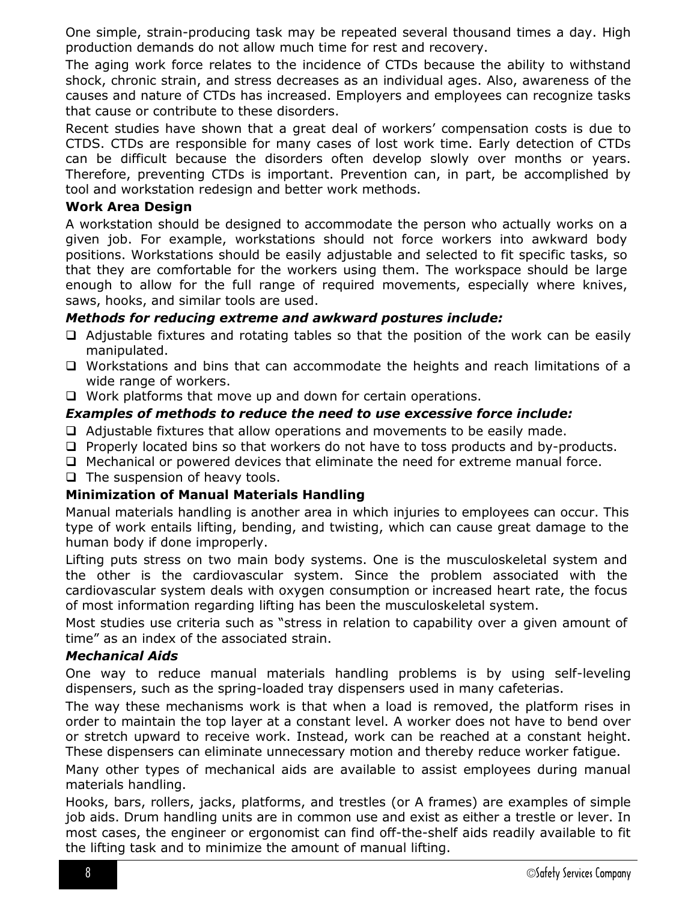One simple, strain-producing task may be repeated several thousand times a day. High production demands do not allow much time for rest and recovery.

The aging work force relates to the incidence of CTDs because the ability to withstand shock, chronic strain, and stress decreases as an individual ages. Also, awareness of the causes and nature of CTDs has increased. Employers and employees can recognize tasks that cause or contribute to these disorders.

Recent studies have shown that a great deal of workers' compensation costs is due to CTDS. CTDs are responsible for many cases of lost work time. Early detection of CTDs can be difficult because the disorders often develop slowly over months or years. Therefore, preventing CTDs is important. Prevention can, in part, be accomplished by tool and workstation redesign and better work methods.

**Work Area Design**

A workstation should be designed to accommodate the person who actually works on a given job. For example, workstations should not force workers into awkward body positions. Workstations should be easily adjustable and selected to fit specific tasks, so that they are comfortable for the workers using them. The workspace should be large enough to allow for the full range of required movements, especially where knives, saws, hooks, and similar tools are used.

***Methods for reducing extreme and awkward postures include:***

- Adjustable fixtures and rotating tables so that the position of the work can be easily manipulated.
- Workstations and bins that can accommodate the heights and reach limitations of a wide range of workers.
- Work platforms that move up and down for certain operations.

***Examples of methods to reduce the need to use excessive force include:***

- Adjustable fixtures that allow operations and movements to be easily made.
- Properly located bins so that workers do not have to toss products and by-products.
- Mechanical or powered devices that eliminate the need for extreme manual force.
- The suspension of heavy tools.

**Minimization of Manual Materials Handling**

Manual materials handling is another area in which injuries to employees can occur. This type of work entails lifting, bending, and twisting, which can cause great damage to the human body if done improperly.

Lifting puts stress on two main body systems. One is the musculoskeletal system and the other is the cardiovascular system. Since the problem associated with the cardiovascular system deals with oxygen consumption or increased heart rate, the focus of most information regarding lifting has been the musculoskeletal system.

Most studies use criteria such as "stress in relation to capability over a given amount of time" as an index of the associated strain.

***Mechanical Aids***

One way to reduce manual materials handling problems is by using self-leveling dispensers, such as the spring-loaded tray dispensers used in many cafeterias.

The way these mechanisms work is that when a load is removed, the platform rises in order to maintain the top layer at a constant level. A worker does not have to bend over or stretch upward to receive work. Instead, work can be reached at a constant height. These dispensers can eliminate unnecessary motion and thereby reduce worker fatigue.

Many other types of mechanical aids are available to assist employees during manual materials handling.

Hooks, bars, rollers, jacks, platforms, and trestles (or A frames) are examples of simple job aids. Drum handling units are in common use and exist as either a trestle or lever. In most cases, the engineer or ergonomist can find off-the-shelf aids readily available to fit the lifting task and to minimize the amount of manual lifting.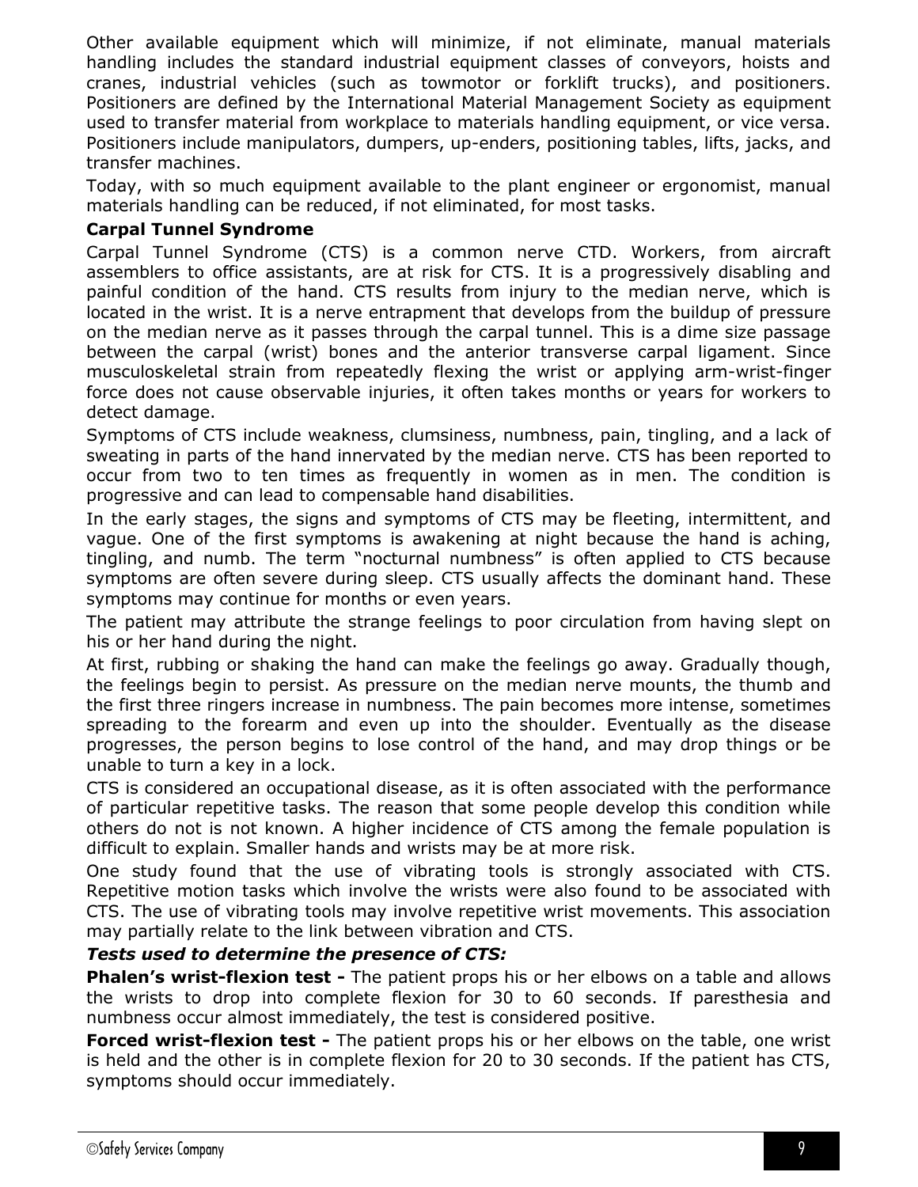Other available equipment which will minimize, if not eliminate, manual materials handling includes the standard industrial equipment classes of conveyors, hoists and cranes, industrial vehicles (such as towmotor or forklift trucks), and positioners. Positioners are defined by the International Material Management Society as equipment used to transfer material from workplace to materials handling equipment, or vice versa. Positioners include manipulators, dumpers, up-enders, positioning tables, lifts, jacks, and transfer machines.

Today, with so much equipment available to the plant engineer or ergonomist, manual materials handling can be reduced, if not eliminated, for most tasks.

**Carpal Tunnel Syndrome**

Carpal Tunnel Syndrome (CTS) is a common nerve CTD. Workers, from aircraft assemblers to office assistants, are at risk for CTS. It is a progressively disabling and painful condition of the hand. CTS results from injury to the median nerve, which is located in the wrist. It is a nerve entrapment that develops from the buildup of pressure on the median nerve as it passes through the carpal tunnel. This is a dime size passage between the carpal (wrist) bones and the anterior transverse carpal ligament. Since musculoskeletal strain from repeatedly flexing the wrist or applying arm-wrist-finger force does not cause observable injuries, it often takes months or years for workers to detect damage.

Symptoms of CTS include weakness, clumsiness, numbness, pain, tingling, and a lack of sweating in parts of the hand innervated by the median nerve. CTS has been reported to occur from two to ten times as frequently in women as in men. The condition is progressive and can lead to compensable hand disabilities.

In the early stages, the signs and symptoms of CTS may be fleeting, intermittent, and vague. One of the first symptoms is awakening at night because the hand is aching, tingling, and numb. The term "nocturnal numbness" is often applied to CTS because symptoms are often severe during sleep. CTS usually affects the dominant hand. These symptoms may continue for months or even years.

The patient may attribute the strange feelings to poor circulation from having slept on his or her hand during the night.

At first, rubbing or shaking the hand can make the feelings go away. Gradually though, the feelings begin to persist. As pressure on the median nerve mounts, the thumb and the first three ringers increase in numbness. The pain becomes more intense, sometimes spreading to the forearm and even up into the shoulder. Eventually as the disease progresses, the person begins to lose control of the hand, and may drop things or be unable to turn a key in a lock.

CTS is considered an occupational disease, as it is often associated with the performance of particular repetitive tasks. The reason that some people develop this condition while others do not is not known. A higher incidence of CTS among the female population is difficult to explain. Smaller hands and wrists may be at more risk.

One study found that the use of vibrating tools is strongly associated with CTS. Repetitive motion tasks which involve the wrists were also found to be associated with CTS. The use of vibrating tools may involve repetitive wrist movements. This association may partially relate to the link between vibration and CTS.

***Tests used to determine the presence of CTS:***

**Phalen's wrist-flexion test -** The patient props his or her elbows on a table and allows the wrists to drop into complete flexion for 30 to 60 seconds. If paresthesia and numbness occur almost immediately, the test is considered positive.

**Forced wrist-flexion test -** The patient props his or her elbows on the table, one wrist is held and the other is in complete flexion for 20 to 30 seconds. If the patient has CTS, symptoms should occur immediately.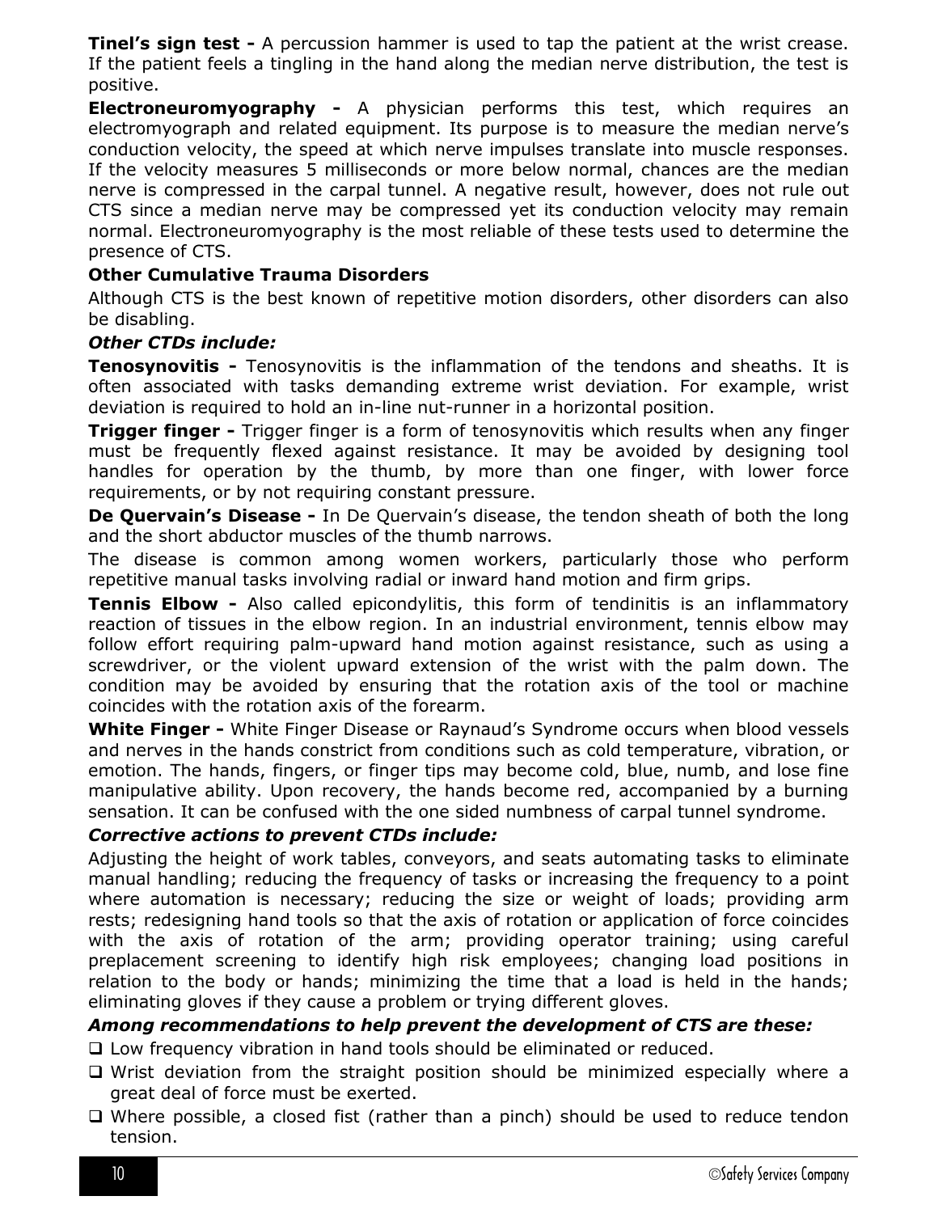**Tinel's sign test -** A percussion hammer is used to tap the patient at the wrist crease. If the patient feels a tingling in the hand along the median nerve distribution, the test is positive.

**Electroneuromyography -** A physician performs this test, which requires an electromyograph and related equipment. Its purpose is to measure the median nerve's conduction velocity, the speed at which nerve impulses translate into muscle responses. If the velocity measures 5 milliseconds or more below normal, chances are the median nerve is compressed in the carpal tunnel. A negative result, however, does not rule out CTS since a median nerve may be compressed yet its conduction velocity may remain normal. Electroneuromyography is the most reliable of these tests used to determine the presence of CTS.

**Other Cumulative Trauma Disorders**

Although CTS is the best known of repetitive motion disorders, other disorders can also be disabling.

***Other CTDs include:***

**Tenosynovitis -** Tenosynovitis is the inflammation of the tendons and sheaths. It is often associated with tasks demanding extreme wrist deviation. For example, wrist deviation is required to hold an in-line nut-runner in a horizontal position.

**Trigger finger -** Trigger finger is a form of tenosynovitis which results when any finger must be frequently flexed against resistance. It may be avoided by designing tool handles for operation by the thumb, by more than one finger, with lower force requirements, or by not requiring constant pressure.

**De Quervain's Disease -** In De Quervain's disease, the tendon sheath of both the long and the short abductor muscles of the thumb narrows.

The disease is common among women workers, particularly those who perform repetitive manual tasks involving radial or inward hand motion and firm grips.

**Tennis Elbow -** Also called epicondylitis, this form of tendinitis is an inflammatory reaction of tissues in the elbow region. In an industrial environment, tennis elbow may follow effort requiring palm-upward hand motion against resistance, such as using a screwdriver, or the violent upward extension of the wrist with the palm down. The condition may be avoided by ensuring that the rotation axis of the tool or machine coincides with the rotation axis of the forearm.

**White Finger -** White Finger Disease or Raynaud's Syndrome occurs when blood vessels and nerves in the hands constrict from conditions such as cold temperature, vibration, or emotion. The hands, fingers, or finger tips may become cold, blue, numb, and lose fine manipulative ability. Upon recovery, the hands become red, accompanied by a burning sensation. It can be confused with the one sided numbness of carpal tunnel syndrome.

***Corrective actions to prevent CTDs include:***

Adjusting the height of work tables, conveyors, and seats automating tasks to eliminate manual handling; reducing the frequency of tasks or increasing the frequency to a point where automation is necessary; reducing the size or weight of loads; providing arm rests; redesigning hand tools so that the axis of rotation or application of force coincides with the axis of rotation of the arm; providing operator training; using careful preplacement screening to identify high risk employees; changing load positions in relation to the body or hands; minimizing the time that a load is held in the hands; eliminating gloves if they cause a problem or trying different gloves.

***Among recommendations to help prevent the development of CTS are these:***

- Low frequency vibration in hand tools should be eliminated or reduced.
- Wrist deviation from the straight position should be minimized especially where a great deal of force must be exerted.
- Where possible, a closed fist (rather than a pinch) should be used to reduce tendon tension.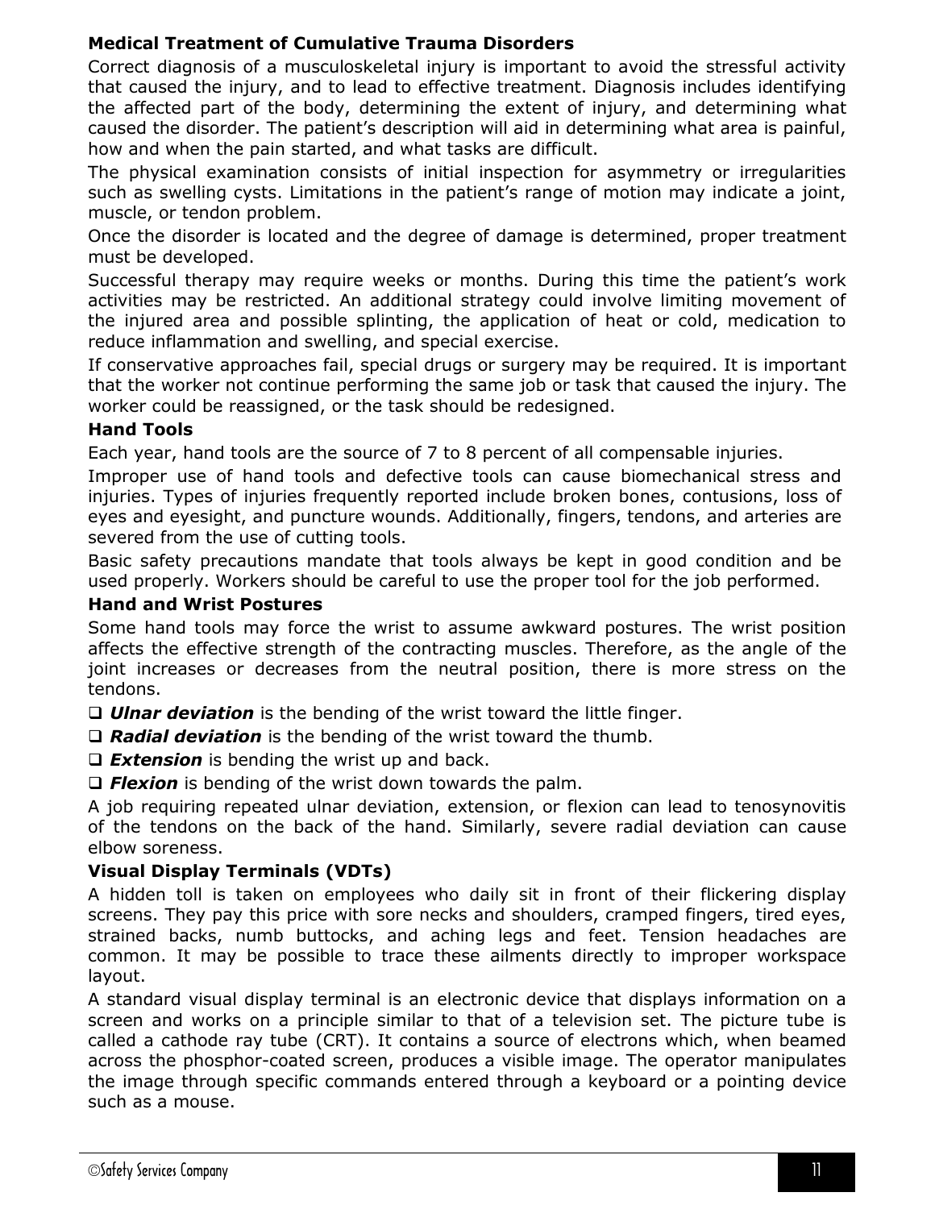### Medical Treatment of Cumulative Trauma Disorders

Correct diagnosis of a musculoskeletal injury is important to avoid the stressful activity that caused the injury, and to lead to effective treatment. Diagnosis includes identifying the affected part of the body, determining the extent of injury, and determining what caused the disorder. The patient's description will aid in determining what area is painful, how and when the pain started, and what tasks are difficult.

The physical examination consists of initial inspection for asymmetry or irregularities such as swelling cysts. Limitations in the patient's range of motion may indicate a joint, muscle, or tendon problem.

Once the disorder is located and the degree of damage is determined, proper treatment must be developed.

Successful therapy may require weeks or months. During this time the patient's work activities may be restricted. An additional strategy could involve limiting movement of the injured area and possible splinting, the application of heat or cold, medication to reduce inflammation and swelling, and special exercise.

If conservative approaches fail, special drugs or surgery may be required. It is important that the worker not continue performing the same job or task that caused the injury. The worker could be reassigned, or the task should be redesigned.

### Hand Tools

Each year, hand tools are the source of 7 to 8 percent of all compensable injuries.

Improper use of hand tools and defective tools can cause biomechanical stress and injuries. Types of injuries frequently reported include broken bones, contusions, loss of eyes and eyesight, and puncture wounds. Additionally, fingers, tendons, and arteries are severed from the use of cutting tools.

Basic safety precautions mandate that tools always be kept in good condition and be used properly. Workers should be careful to use the proper tool for the job performed.

### Hand and Wrist Postures

Some hand tools may force the wrist to assume awkward postures. The wrist position affects the effective strength of the contracting muscles. Therefore, as the angle of the joint increases or decreases from the neutral position, there is more stress on the tendons.

- ***Ulnar deviation*** is the bending of the wrist toward the little finger.
- ***Radial deviation*** is the bending of the wrist toward the thumb.
- ***Extension*** is bending the wrist up and back.
- ***Flexion*** is bending of the wrist down towards the palm.

A job requiring repeated ulnar deviation, extension, or flexion can lead to tenosynovitis of the tendons on the back of the hand. Similarly, severe radial deviation can cause elbow soreness.

### Visual Display Terminals (VDTs)

A hidden toll is taken on employees who daily sit in front of their flickering display screens. They pay this price with sore necks and shoulders, cramped fingers, tired eyes, strained backs, numb buttocks, and aching legs and feet. Tension headaches are common. It may be possible to trace these ailments directly to improper workspace layout.

A standard visual display terminal is an electronic device that displays information on a screen and works on a principle similar to that of a television set. The picture tube is called a cathode ray tube (CRT). It contains a source of electrons which, when beamed across the phosphor-coated screen, produces a visible image. The operator manipulates the image through specific commands entered through a keyboard or a pointing device such as a mouse.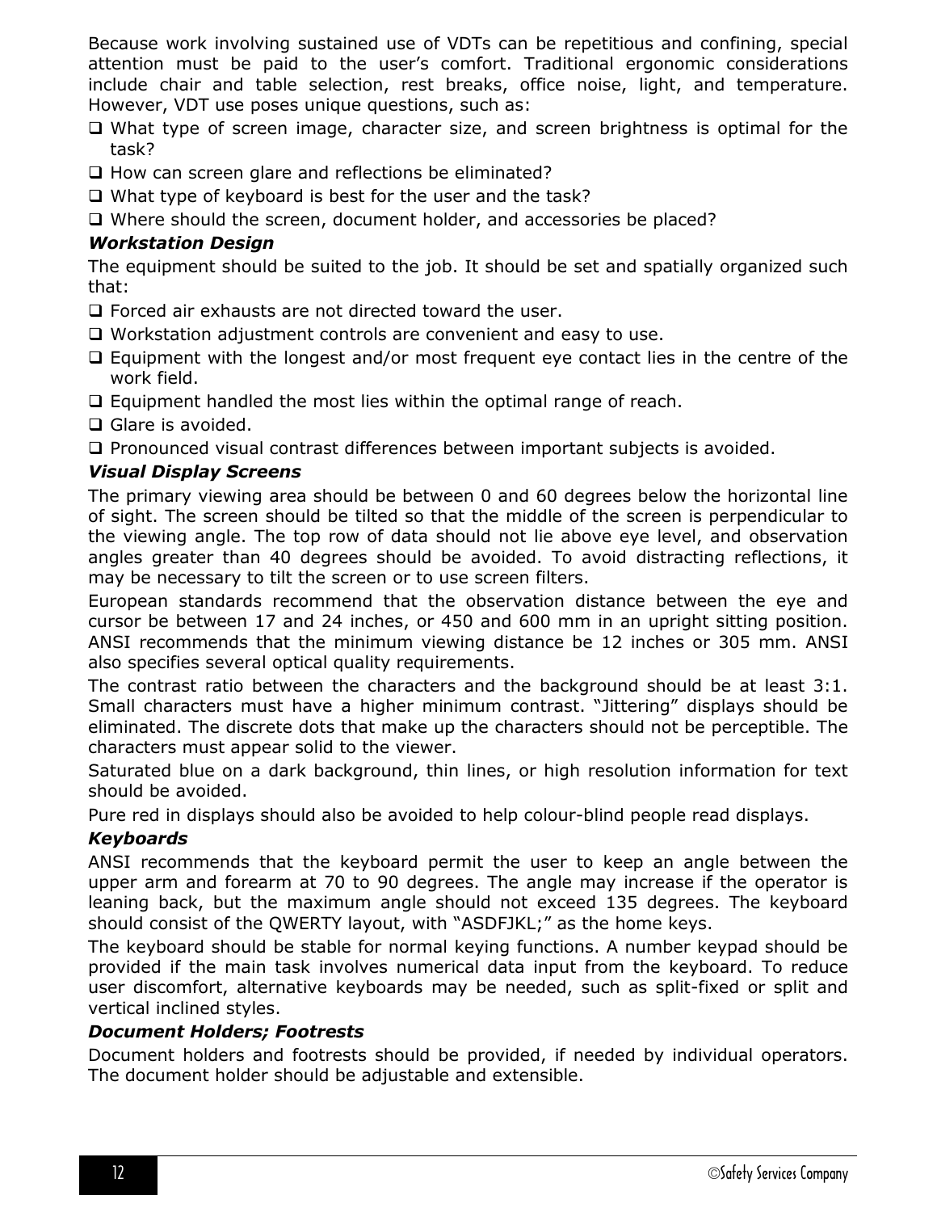Because work involving sustained use of VDTs can be repetitious and confining, special attention must be paid to the user's comfort. Traditional ergonomic considerations include chair and table selection, rest breaks, office noise, light, and temperature. However, VDT use poses unique questions, such as:

- What type of screen image, character size, and screen brightness is optimal for the task?
- How can screen glare and reflections be eliminated?
- What type of keyboard is best for the user and the task?
- Where should the screen, document holder, and accessories be placed?

### *Workstation Design*

The equipment should be suited to the job. It should be set and spatially organized such that:

- Forced air exhausts are not directed toward the user.
- Workstation adjustment controls are convenient and easy to use.
- Equipment with the longest and/or most frequent eye contact lies in the centre of the work field.
- Equipment handled the most lies within the optimal range of reach.
- Glare is avoided.
- Pronounced visual contrast differences between important subjects is avoided.

### *Visual Display Screens*

The primary viewing area should be between 0 and 60 degrees below the horizontal line of sight. The screen should be tilted so that the middle of the screen is perpendicular to the viewing angle. The top row of data should not lie above eye level, and observation angles greater than 40 degrees should be avoided. To avoid distracting reflections, it may be necessary to tilt the screen or to use screen filters.

European standards recommend that the observation distance between the eye and cursor be between 17 and 24 inches, or 450 and 600 mm in an upright sitting position. ANSI recommends that the minimum viewing distance be 12 inches or 305 mm. ANSI also specifies several optical quality requirements.

The contrast ratio between the characters and the background should be at least 3:1. Small characters must have a higher minimum contrast. "Jittering" displays should be eliminated. The discrete dots that make up the characters should not be perceptible. The characters must appear solid to the viewer.

Saturated blue on a dark background, thin lines, or high resolution information for text should be avoided.

Pure red in displays should also be avoided to help colour-blind people read displays.

### *Keyboards*

ANSI recommends that the keyboard permit the user to keep an angle between the upper arm and forearm at 70 to 90 degrees. The angle may increase if the operator is leaning back, but the maximum angle should not exceed 135 degrees. The keyboard should consist of the QWERTY layout, with "ASDFJKL;" as the home keys.

The keyboard should be stable for normal keying functions. A number keypad should be provided if the main task involves numerical data input from the keyboard. To reduce user discomfort, alternative keyboards may be needed, such as split-fixed or split and vertical inclined styles.

### *Document Holders; Footrests*

Document holders and footrests should be provided, if needed by individual operators. The document holder should be adjustable and extensible.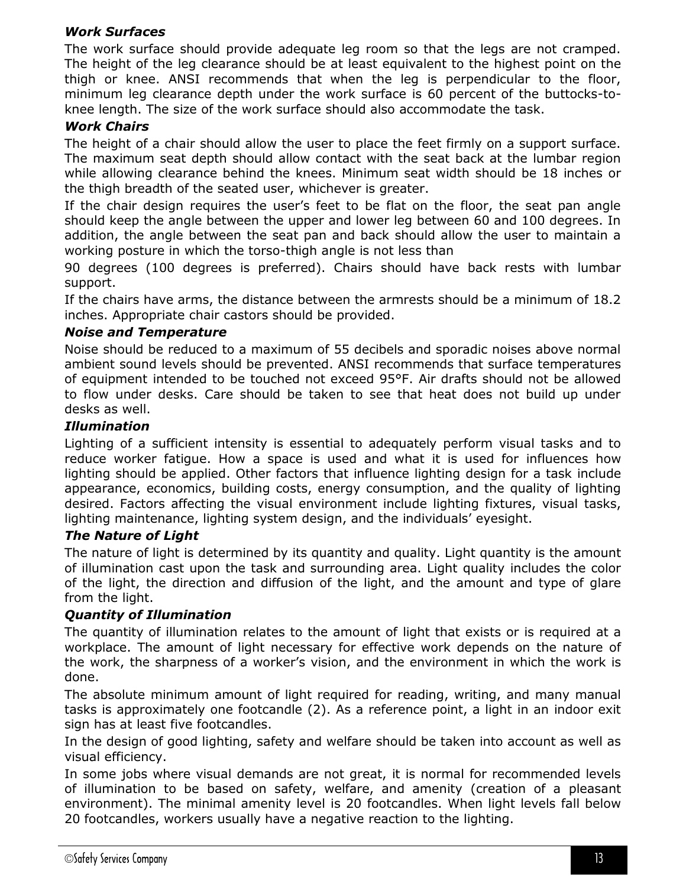### *Work Surfaces*

The work surface should provide adequate leg room so that the legs are not cramped. The height of the leg clearance should be at least equivalent to the highest point on the thigh or knee. ANSI recommends that when the leg is perpendicular to the floor, minimum leg clearance depth under the work surface is 60 percent of the buttocks-to-knee length. The size of the work surface should also accommodate the task.

### *Work Chairs*

The height of a chair should allow the user to place the feet firmly on a support surface. The maximum seat depth should allow contact with the seat back at the lumbar region while allowing clearance behind the knees. Minimum seat width should be 18 inches or the thigh breadth of the seated user, whichever is greater.

If the chair design requires the user's feet to be flat on the floor, the seat pan angle should keep the angle between the upper and lower leg between 60 and 100 degrees. In addition, the angle between the seat pan and back should allow the user to maintain a working posture in which the torso-thigh angle is not less than 90 degrees (100 degrees is preferred). Chairs should have back rests with lumbar support.

If the chairs have arms, the distance between the armrests should be a minimum of 18.2 inches. Appropriate chair castors should be provided.

### *Noise and Temperature*

Noise should be reduced to a maximum of 55 decibels and sporadic noises above normal ambient sound levels should be prevented. ANSI recommends that surface temperatures of equipment intended to be touched not exceed 95°F. Air drafts should not be allowed to flow under desks. Care should be taken to see that heat does not build up under desks as well.

### *Illumination*

Lighting of a sufficient intensity is essential to adequately perform visual tasks and to reduce worker fatigue. How a space is used and what it is used for influences how lighting should be applied. Other factors that influence lighting design for a task include appearance, economics, building costs, energy consumption, and the quality of lighting desired. Factors affecting the visual environment include lighting fixtures, visual tasks, lighting maintenance, lighting system design, and the individuals' eyesight.

### *The Nature of Light*

The nature of light is determined by its quantity and quality. Light quantity is the amount of illumination cast upon the task and surrounding area. Light quality includes the color of the light, the direction and diffusion of the light, and the amount and type of glare from the light.

### *Quantity of Illumination*

The quantity of illumination relates to the amount of light that exists or is required at a workplace. The amount of light necessary for effective work depends on the nature of the work, the sharpness of a worker's vision, and the environment in which the work is done.

The absolute minimum amount of light required for reading, writing, and many manual tasks is approximately one footcandle (2). As a reference point, a light in an indoor exit sign has at least five footcandles.

In the design of good lighting, safety and welfare should be taken into account as well as visual efficiency.

In some jobs where visual demands are not great, it is normal for recommended levels of illumination to be based on safety, welfare, and amenity (creation of a pleasant environment). The minimal amenity level is 20 footcandles. When light levels fall below 20 footcandles, workers usually have a negative reaction to the lighting.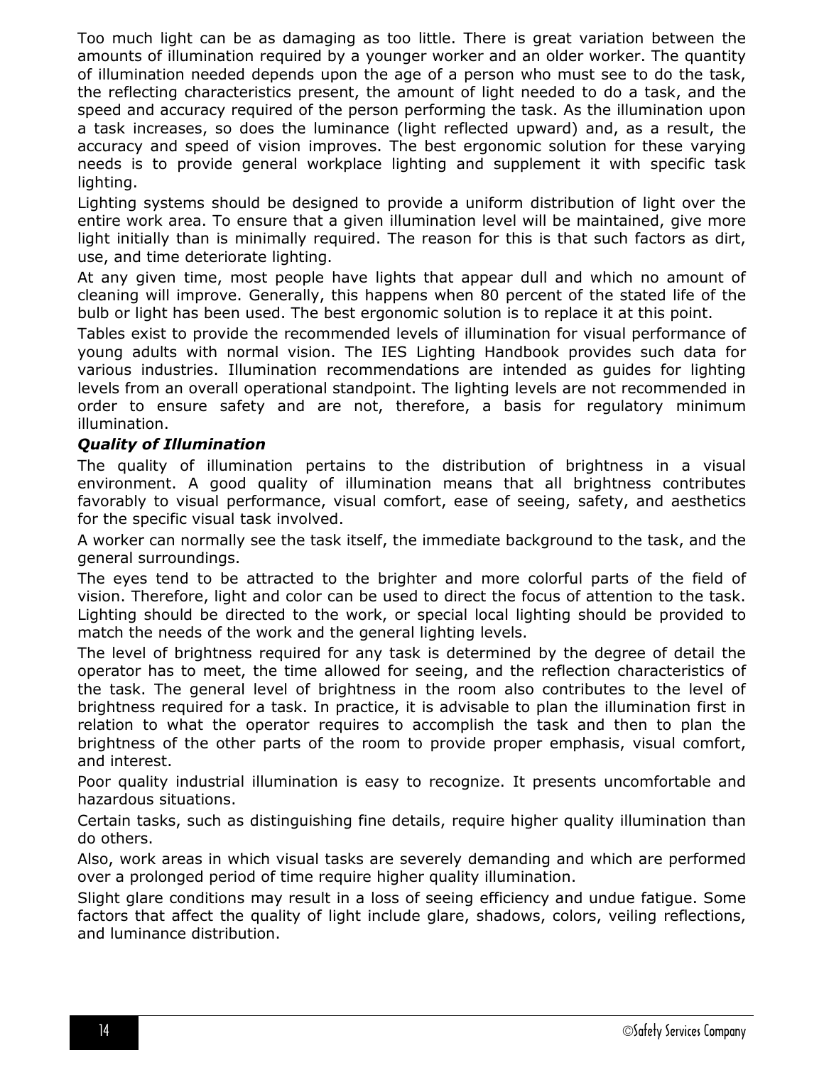Too much light can be as damaging as too little. There is great variation between the amounts of illumination required by a younger worker and an older worker. The quantity of illumination needed depends upon the age of a person who must see to do the task, the reflecting characteristics present, the amount of light needed to do a task, and the speed and accuracy required of the person performing the task. As the illumination upon a task increases, so does the luminance (light reflected upward) and, as a result, the accuracy and speed of vision improves. The best ergonomic solution for these varying needs is to provide general workplace lighting and supplement it with specific task lighting.

Lighting systems should be designed to provide a uniform distribution of light over the entire work area. To ensure that a given illumination level will be maintained, give more light initially than is minimally required. The reason for this is that such factors as dirt, use, and time deteriorate lighting.

At any given time, most people have lights that appear dull and which no amount of cleaning will improve. Generally, this happens when 80 percent of the stated life of the bulb or light has been used. The best ergonomic solution is to replace it at this point.

Tables exist to provide the recommended levels of illumination for visual performance of young adults with normal vision. The IES Lighting Handbook provides such data for various industries. Illumination recommendations are intended as guides for lighting levels from an overall operational standpoint. The lighting levels are not recommended in order to ensure safety and are not, therefore, a basis for regulatory minimum illumination.

***Quality of Illumination***

The quality of illumination pertains to the distribution of brightness in a visual environment. A good quality of illumination means that all brightness contributes favorably to visual performance, visual comfort, ease of seeing, safety, and aesthetics for the specific visual task involved.

A worker can normally see the task itself, the immediate background to the task, and the general surroundings.

The eyes tend to be attracted to the brighter and more colorful parts of the field of vision. Therefore, light and color can be used to direct the focus of attention to the task. Lighting should be directed to the work, or special local lighting should be provided to match the needs of the work and the general lighting levels.

The level of brightness required for any task is determined by the degree of detail the operator has to meet, the time allowed for seeing, and the reflection characteristics of the task. The general level of brightness in the room also contributes to the level of brightness required for a task. In practice, it is advisable to plan the illumination first in relation to what the operator requires to accomplish the task and then to plan the brightness of the other parts of the room to provide proper emphasis, visual comfort, and interest.

Poor quality industrial illumination is easy to recognize. It presents uncomfortable and hazardous situations.

Certain tasks, such as distinguishing fine details, require higher quality illumination than do others.

Also, work areas in which visual tasks are severely demanding and which are performed over a prolonged period of time require higher quality illumination.

Slight glare conditions may result in a loss of seeing efficiency and undue fatigue. Some factors that affect the quality of light include glare, shadows, colors, veiling reflections, and luminance distribution.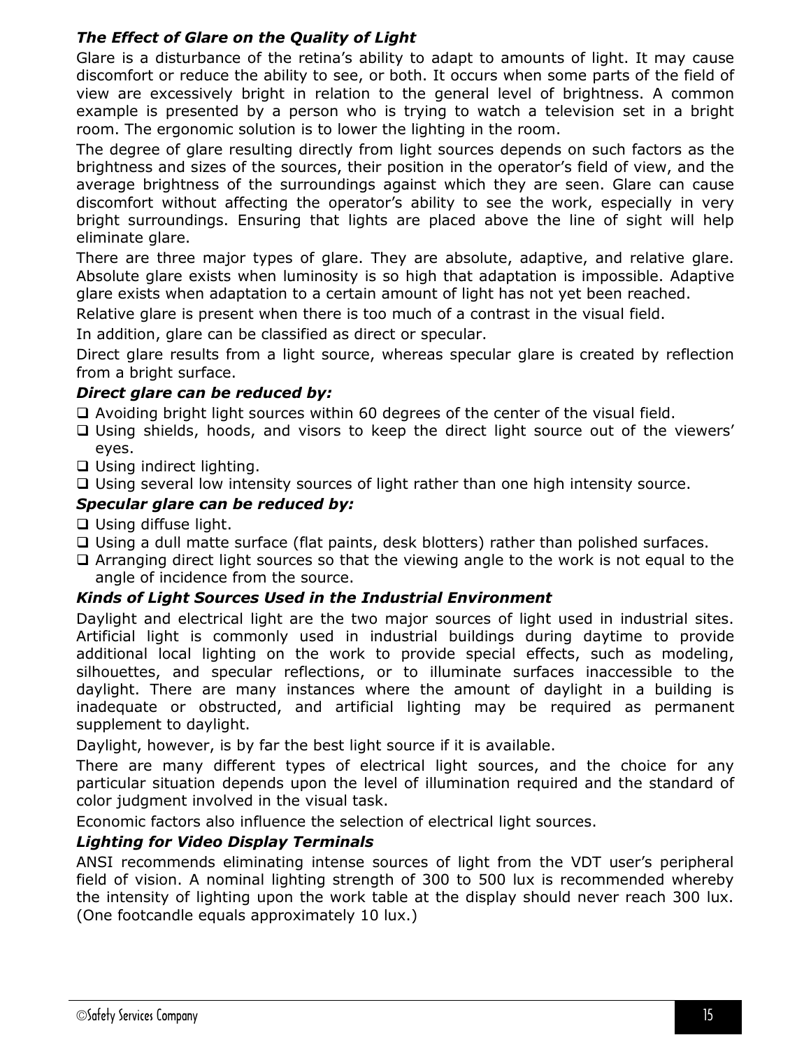### *The Effect of Glare on the Quality of Light*

Glare is a disturbance of the retina's ability to adapt to amounts of light. It may cause discomfort or reduce the ability to see, or both. It occurs when some parts of the field of view are excessively bright in relation to the general level of brightness. A common example is presented by a person who is trying to watch a television set in a bright room. The ergonomic solution is to lower the lighting in the room.

The degree of glare resulting directly from light sources depends on such factors as the brightness and sizes of the sources, their position in the operator's field of view, and the average brightness of the surroundings against which they are seen. Glare can cause discomfort without affecting the operator's ability to see the work, especially in very bright surroundings. Ensuring that lights are placed above the line of sight will help eliminate glare.

There are three major types of glare. They are absolute, adaptive, and relative glare. Absolute glare exists when luminosity is so high that adaptation is impossible. Adaptive glare exists when adaptation to a certain amount of light has not yet been reached.

Relative glare is present when there is too much of a contrast in the visual field.

In addition, glare can be classified as direct or specular.

Direct glare results from a light source, whereas specular glare is created by reflection from a bright surface.

### *Direct glare can be reduced by:*

- ❑ Avoiding bright light sources within 60 degrees of the center of the visual field.
- ❑ Using shields, hoods, and visors to keep the direct light source out of the viewers' eyes.
- ❑ Using indirect lighting.
- ❑ Using several low intensity sources of light rather than one high intensity source.

### *Specular glare can be reduced by:*

- ❑ Using diffuse light.
- ❑ Using a dull matte surface (flat paints, desk blotters) rather than polished surfaces.
- ❑ Arranging direct light sources so that the viewing angle to the work is not equal to the angle of incidence from the source.

### *Kinds of Light Sources Used in the Industrial Environment*

Daylight and electrical light are the two major sources of light used in industrial sites. Artificial light is commonly used in industrial buildings during daytime to provide additional local lighting on the work to provide special effects, such as modeling, silhouettes, and specular reflections, or to illuminate surfaces inaccessible to the daylight. There are many instances where the amount of daylight in a building is inadequate or obstructed, and artificial lighting may be required as permanent supplement to daylight.

Daylight, however, is by far the best light source if it is available.

There are many different types of electrical light sources, and the choice for any particular situation depends upon the level of illumination required and the standard of color judgment involved in the visual task.

Economic factors also influence the selection of electrical light sources.

### *Lighting for Video Display Terminals*

ANSI recommends eliminating intense sources of light from the VDT user's peripheral field of vision. A nominal lighting strength of 300 to 500 lux is recommended whereby the intensity of lighting upon the work table at the display should never reach 300 lux. (One footcandle equals approximately 10 lux.)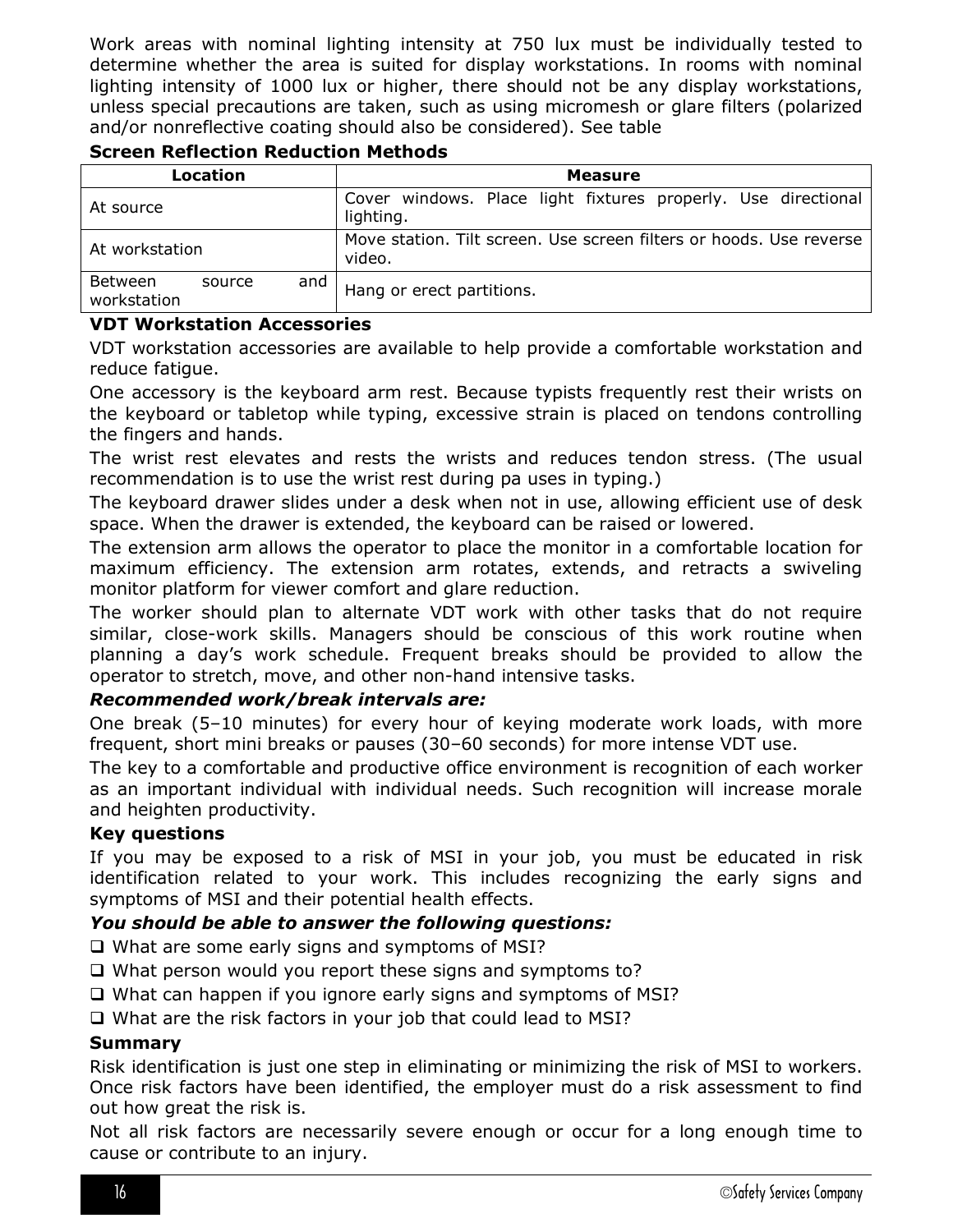Work areas with nominal lighting intensity at 750 lux must be individually tested to determine whether the area is suited for display workstations. In rooms with nominal lighting intensity of 1000 lux or higher, there should not be any display workstations, unless special precautions are taken, such as using micromesh or glare filters (polarized and/or nonreflective coating should also be considered). See table

**Screen Reflection Reduction Methods**

| Location | Measure |
|---|---|
| At source | Cover windows. Place light fixtures properly. Use directional lighting. |
| At workstation | Move station. Tilt screen. Use screen filters or hoods. Use reverse video. |
| Between source and workstation | Hang or erect partitions. |

**VDT Workstation Accessories**

VDT workstation accessories are available to help provide a comfortable workstation and reduce fatigue.

One accessory is the keyboard arm rest. Because typists frequently rest their wrists on the keyboard or tabletop while typing, excessive strain is placed on tendons controlling the fingers and hands.

The wrist rest elevates and rests the wrists and reduces tendon stress. (The usual recommendation is to use the wrist rest during pa uses in typing.)

The keyboard drawer slides under a desk when not in use, allowing efficient use of desk space. When the drawer is extended, the keyboard can be raised or lowered.

The extension arm allows the operator to place the monitor in a comfortable location for maximum efficiency. The extension arm rotates, extends, and retracts a swiveling monitor platform for viewer comfort and glare reduction.

The worker should plan to alternate VDT work with other tasks that do not require similar, close-work skills. Managers should be conscious of this work routine when planning a day's work schedule. Frequent breaks should be provided to allow the operator to stretch, move, and other non-hand intensive tasks.

***Recommended work/break intervals are:***

One break (5–10 minutes) for every hour of keying moderate work loads, with more frequent, short mini breaks or pauses (30–60 seconds) for more intense VDT use.

The key to a comfortable and productive office environment is recognition of each worker as an important individual with individual needs. Such recognition will increase morale and heighten productivity.

**Key questions**

If you may be exposed to a risk of MSI in your job, you must be educated in risk identification related to your work. This includes recognizing the early signs and symptoms of MSI and their potential health effects.

***You should be able to answer the following questions:***

- ❑ What are some early signs and symptoms of MSI?
- ❑ What person would you report these signs and symptoms to?
- ❑ What can happen if you ignore early signs and symptoms of MSI?
- ❑ What are the risk factors in your job that could lead to MSI?

**Summary**

Risk identification is just one step in eliminating or minimizing the risk of MSI to workers. Once risk factors have been identified, the employer must do a risk assessment to find out how great the risk is.

Not all risk factors are necessarily severe enough or occur for a long enough time to cause or contribute to an injury.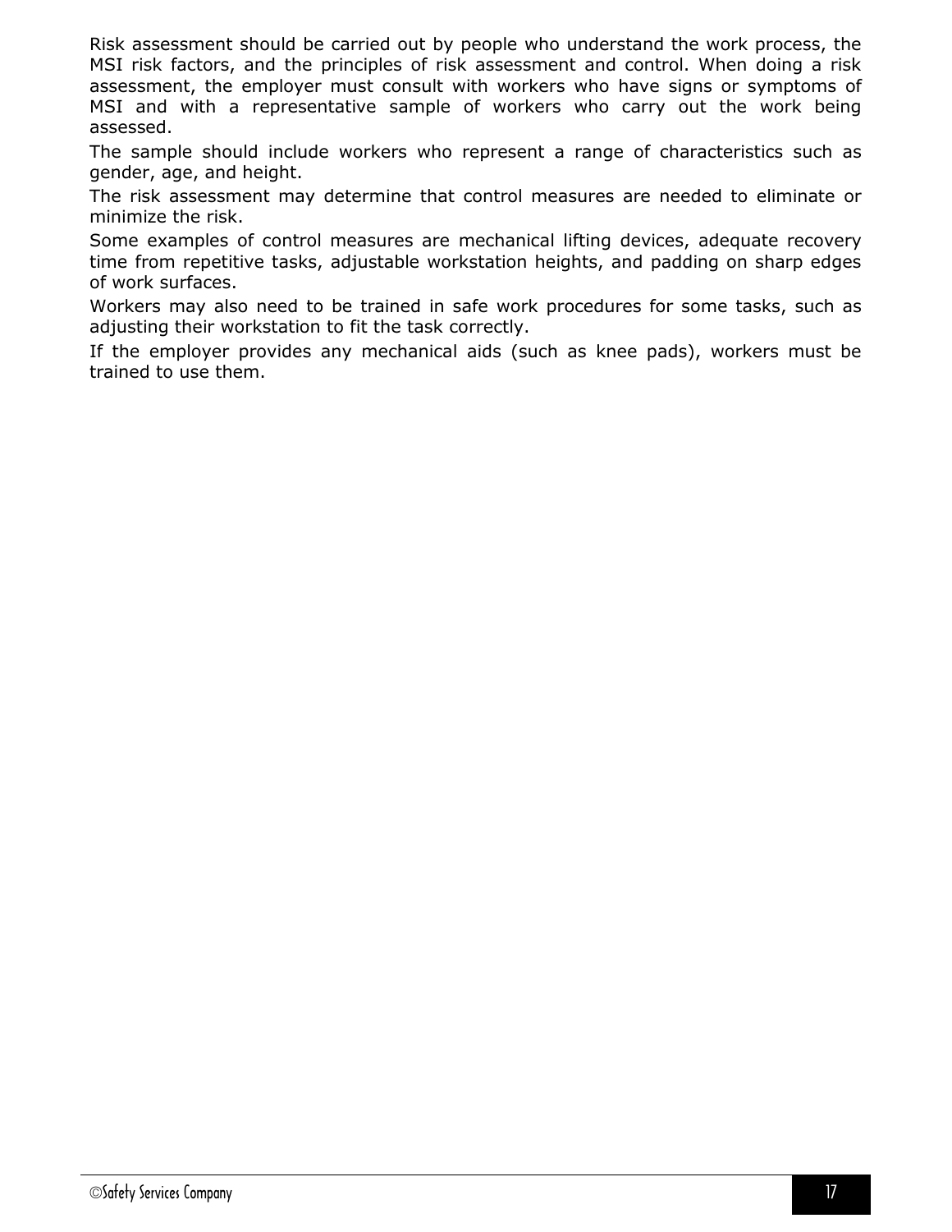Risk assessment should be carried out by people who understand the work process, the MSI risk factors, and the principles of risk assessment and control. When doing a risk assessment, the employer must consult with workers who have signs or symptoms of MSI and with a representative sample of workers who carry out the work being assessed.

The sample should include workers who represent a range of characteristics such as gender, age, and height.

The risk assessment may determine that control measures are needed to eliminate or minimize the risk.

Some examples of control measures are mechanical lifting devices, adequate recovery time from repetitive tasks, adjustable workstation heights, and padding on sharp edges of work surfaces.

Workers may also need to be trained in safe work procedures for some tasks, such as adjusting their workstation to fit the task correctly.

If the employer provides any mechanical aids (such as knee pads), workers must be trained to use them.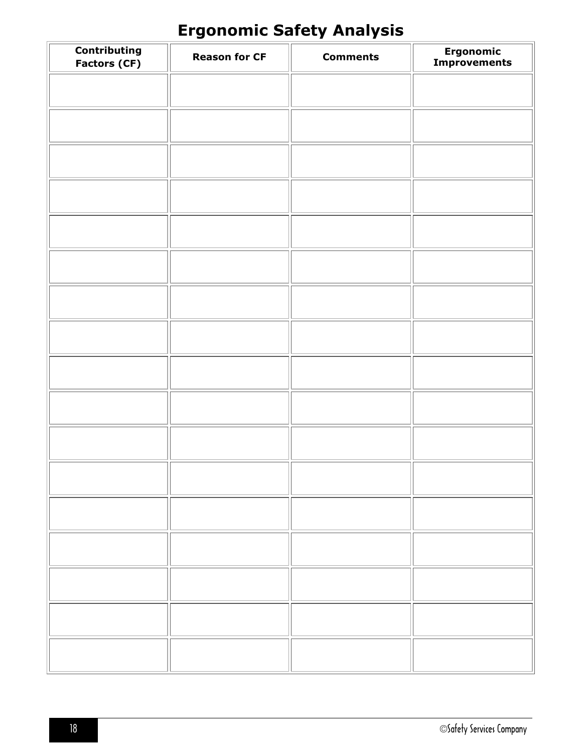# Ergonomic Safety Analysis

| Contributing Factors (CF) | Reason for CF | Comments | Ergonomic Improvements |
|---|---|---|---|
| | | | |
| | | | |
| | | | |
| | | | |
| | | | |
| | | | |
| | | | |
| | | | |
| | | | |
| | | | |
| | | | |
| | | | |
| | | | |
| | | | |
| | | | |
| | | | |
| | | | |

©Safety Services Company